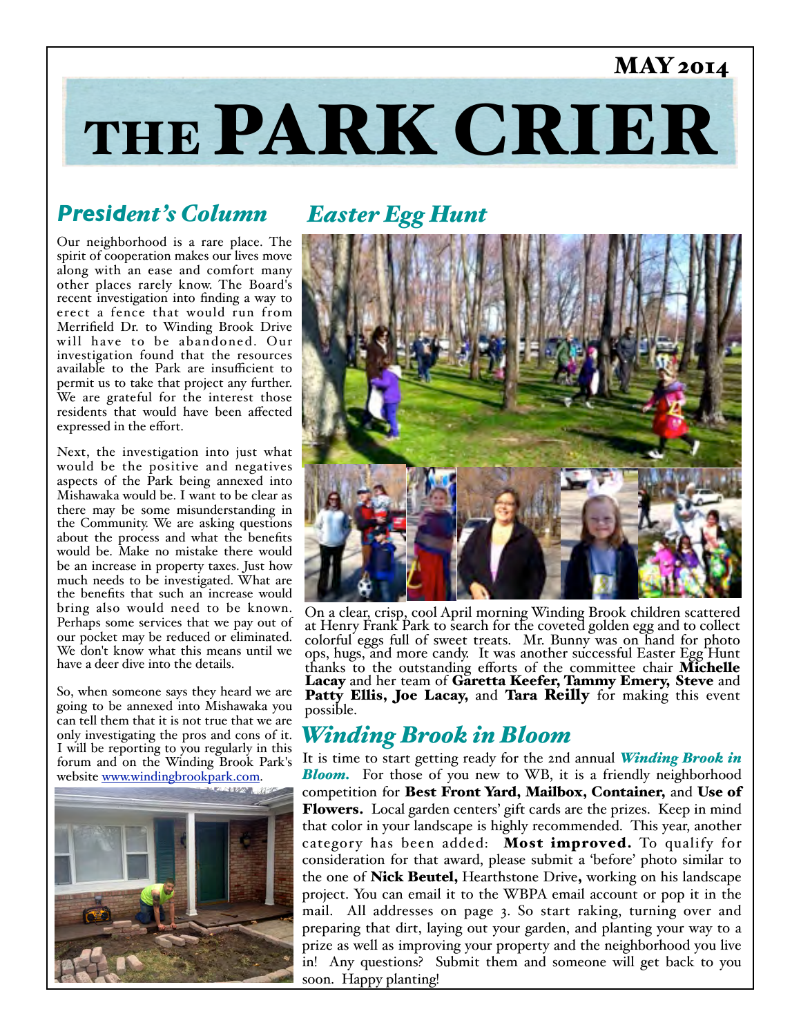MAY 2014

# THE PARK CRIER

## *President's Column*

Our neighborhood is a rare place. The spirit of cooperation makes our lives move along with an ease and comfort many other places rarely know. The Board's recent investigation into finding a way to erect a fence that would run from Merrifield Dr. to Winding Brook Drive will have to be abandoned. Our investigation found that the resources available to the Park are insufficient to permit us to take that project any further. We are grateful for the interest those residents that would have been affected expressed in the effort.

Next, the investigation into just what would be the positive and negatives aspects of the Park being annexed into Mishawaka would be. I want to be clear as there may be some misunderstanding in the Community. We are asking questions about the process and what the benefits would be. Make no mistake there would be an increase in property taxes. Just how much needs to be investigated. What are the benefits that such an increase would bring also would need to be known. Perhaps some services that we pay out of our pocket may be reduced or eliminated. We don't know what this means until we have a deer dive into the details.

So, when someone says they heard we are going to be annexed into Mishawaka you can tell them that it is not true that we are only investigating the pros and cons of it. I will be reporting to you regularly in this forum and on the Winding Brook Park's website [www.windingbrookpark.com](www.windingbrookpark.com).

## *Easter Egg Hunt*

On a clear, crisp, cool April morning Winding Brook children scattered at Henry Frank Park to search for the coveted golden egg and to collect colorful eggs full of sweet treats. Mr. Bunny was on hand for photo ops, hugs, and more candy. It was another successful Easter Egg Hunt thanks to the outstanding efforts of the committee chair **Michelle Lacay** and her team of **Garetta Keefer, Tammy Emery, Steve** and **Patty Ellis, Joe Lacay,** and **Tara Reilly** for making this event possible.

## *Winding Brook in Bloom*

It is time to start getting ready for the 2nd annual ***Winding Brook in Bloom.*** For those of you new to WB, it is a friendly neighborhood competition for **Best Front Yard, Mailbox, Container,** and **Use of Flowers.** Local garden centers' gift cards are the prizes. Keep in mind that color in your landscape is highly recommended. This year, another category has been added: **Most improved.** To qualify for consideration for that award, please submit a 'before' photo similar to the one of **Nick Beutel,** Hearthstone Drive**,** working on his landscape project. You can email it to the WBPA email account or pop it in the mail. All addresses on page 3. So start raking, turning over and preparing that dirt, laying out your garden, and planting your way to a prize as well as improving your property and the neighborhood you live in! Any questions? Submit them and someone will get back to you soon. Happy planting!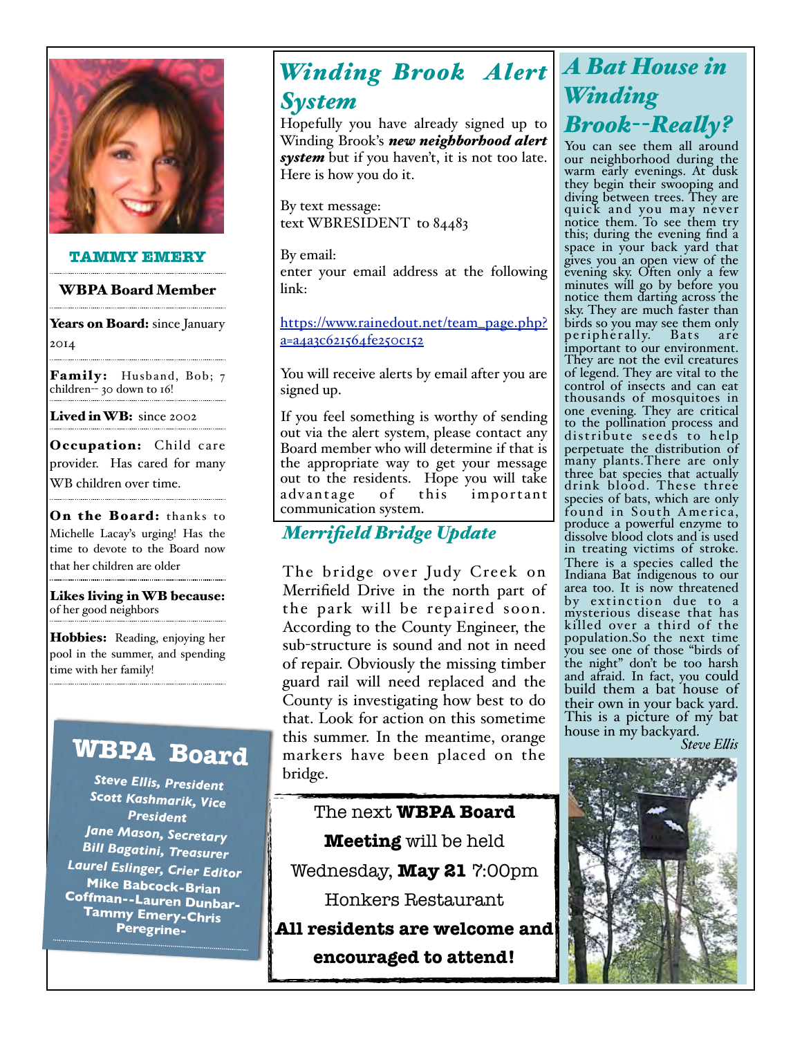**TAMMY EMERY**

**WBPA Board Member**

**Years on Board:** since January 2014

**Family:** Husband, Bob; 7 children-- 30 down to 16!

**Lived in WB:** since 2002

**Occupation:** Child care provider. Has cared for many WB children over time.

**On the Board:** thanks to Michelle Lacay's urging! Has the time to devote to the Board now that her children are older

**Likes living in WB because:** of her good neighbors

**Hobbies:** Reading, enjoying her pool in the summer, and spending time with her family!

## WBPA Board

***Steve Ellis, President***
***Scott Kashmarik, Vice President***
***Jane Mason, Secretary***
***Bill Bagatini, Treasurer***
***Laurel Eslinger, Crier Editor***
***Mike Babcock-Brian Coffman--Lauren Dunbar-Tammy Emery-Chris Peregrine-***

## *Winding Brook Alert System*

Hopefully you have already signed up to Winding Brook's ***new neighborhood alert system*** but if you haven't, it is not too late. Here is how you do it.

By text message:
text WBRESIDENT to 84483

By email:
enter your email address at the following link:

https://www.rainedout.net/team_page.php?a=a4a3c621564fe250c152

You will receive alerts by email after you are signed up.

If you feel something is worthy of sending out via the alert system, please contact any Board member who will determine if that is the appropriate way to get your message out to the residents. Hope you will take advantage of this important communication system.

## *Merrifield Bridge Update*

The bridge over Judy Creek on Merrifield Drive in the north part of the park will be repaired soon. According to the County Engineer, the sub-structure is sound and not in need of repair. Obviously the missing timber guard rail will need replaced and the County is investigating how best to do that. Look for action on this sometime this summer. In the meantime, orange markers have been placed on the bridge.

The next **WBPA Board Meeting** will be held Wednesday, **May 21** 7:00pm Honkers Restaurant **All residents are welcome and encouraged to attend!**

## *A Bat House in Winding Brook--Really?*

You can see them all around our neighborhood during the warm early evenings. At dusk they begin their swooping and diving between trees. They are quick and you may never notice them. To see them try this; during the evening find a space in your back yard that gives you an open view of the evening sky. Often only a few minutes will go by before you notice them darting across the sky. They are much faster than birds so you may see them only peripherally. Bats are important to our environment. They are not the evil creatures of legend. They are vital to the control of insects and can eat thousands of mosquitoes in one evening. They are critical to the pollination process and distribute seeds to help perpetuate the distribution of many plants.There are only three bat species that actually drink blood. These three species of bats, which are only found in South America, produce a powerful enzyme to dissolve blood clots and is used in treating victims of stroke. There is a species called the Indiana Bat indigenous to our area too. It is now threatened by extinction due to a mysterious disease that has killed over a third of the population.So the next time you see one of those "birds of the night" don't be too harsh and afraid. In fact, you could build them a bat house of their own in your back yard. This is a picture of my bat house in my backyard.

*Steve Ellis*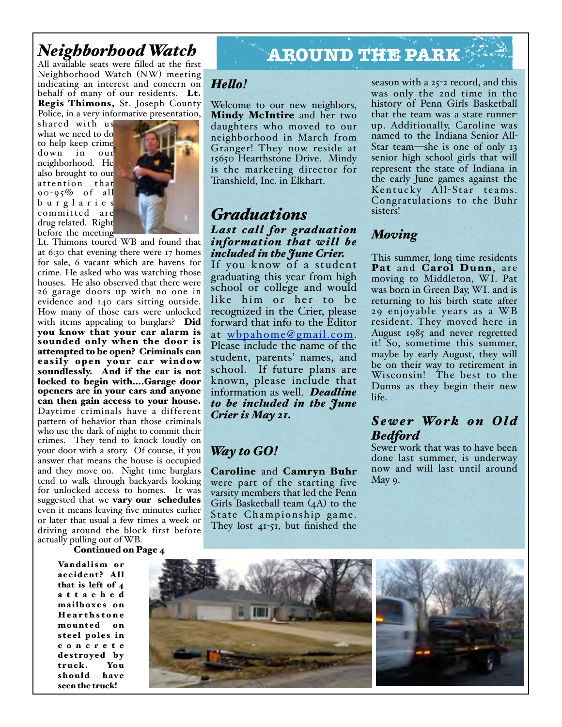## *Neighborhood Watch*

All available seats were filled at the first Neighborhood Watch (NW) meeting indicating an interest and concern on behalf of many of our residents. **Lt. Regis Thimons,** St. Joseph County Police, in a very informative presentation, shared with us what we need to do to help keep crime down in our neighborhood. He also brought to our attention that 90-95% of all burglaries committed are drug related. Right before the meeting Lt. Thimons toured WB and found that at 6:30 that evening there were 17 homes for sale, 6 vacant which are havens for crime. He asked who was watching those houses. He also observed that there were 26 garage doors up with no one in evidence and 140 cars sitting outside. How many of those cars were unlocked with items appealing to burglars? **Did you know that your car alarm is sounded only when the door is attempted to be open? Criminals can easily open your car window soundlessly. And if the car is not locked to begin with....Garage door openers are in your cars and anyone can then gain access to your house.** Daytime criminals have a different pattern of behavior than those criminals who use the dark of night to commit their crimes. They tend to knock loudly on your door with a story. Of course, if you answer that means the house is occupied and they move on. Night time burglars tend to walk through backyards looking for unlocked access to homes. It was suggested that we **vary our schedules** even it means leaving five minutes earlier or later that usual a few times a week or driving around the block first before actually pulling out of WB.

**Continued on Page 4**

# AROUND THE PARK

### *Hello!*

Welcome to our new neighbors, **Mindy McIntire** and her two daughters who moved to our neighborhood in March from Granger! They now reside at 15650 Hearthstone Drive. Mindy is the marketing director for Transhield, Inc. in Elkhart.

### *Graduations*

***Last call for graduation information that will be included in the June Crier.*** If you know of a student graduating this year from high school or college and would like him or her to be recognized in the Crier, please forward that info to the Editor at wbpahome@gmail.com. Please include the name of the student, parents' names, and school. If future plans are known, please include that information as well. ***Deadline to be included in the June Crier is May 21.***

### *Way to GO!*

**Caroline** and **Camryn Buhr** were part of the starting five varsity members that led the Penn Girls Basketball team (4A) to the State Championship game. They lost 41-51, but finished the season with a 25-2 record, and this was only the 2nd time in the history of Penn Girls Basketball that the team was a state runner-up. Additionally, Caroline was named to the Indiana Senior All-Star team—she is one of only 13 senior high school girls that will represent the state of Indiana in the early June games against the Kentucky All-Star teams. Congratulations to the Buhr sisters!

### *Moving*

This summer, long time residents **Pat** and **Carol Dunn**, are moving to Middleton, WI. Pat was born in Green Bay, WI. and is returning to his birth state after 29 enjoyable years as a WB resident. They moved here in August 1985 and never regretted it! So, sometime this summer, maybe by early August, they will be on their way to retirement in Wisconsin! The best to the Dunns as they begin their new life.

### *Sewer Work on Old Bedford*

Sewer work that was to have been done last summer, is underway now and will last until around May 9.

**Vandalism or accident? All that is left of 4 attached mailboxes on Hearthstone mounted on steel poles in concrete destroyed by truck. You should have seen the truck!**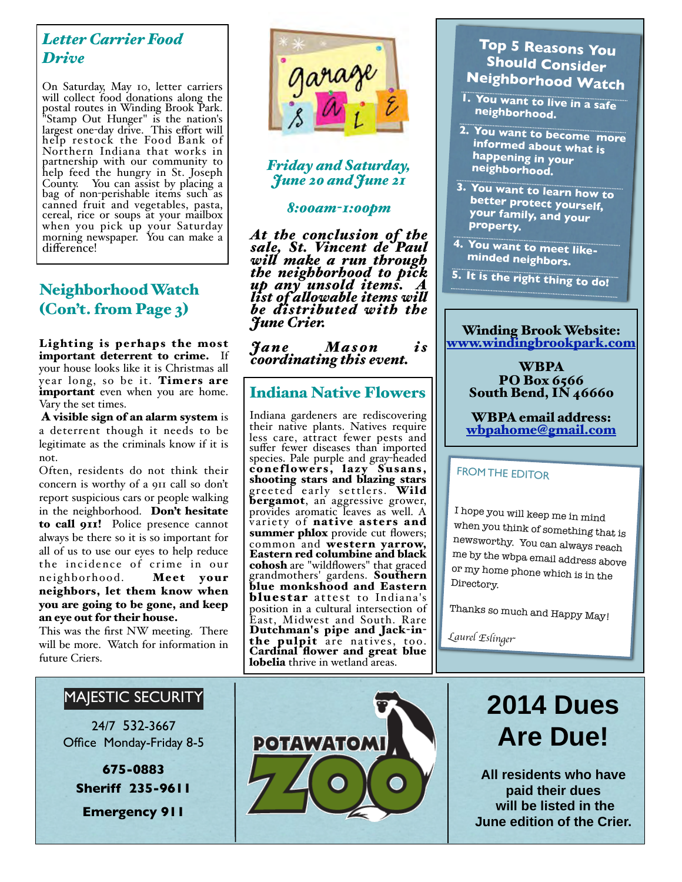## *Letter Carrier Food Drive*

On Saturday, May 10, letter carriers will collect food donations along the postal routes in Winding Brook Park. "Stamp Out Hunger" is the nation's largest one-day drive. This effort will help restock the Food Bank of Northern Indiana that works in partnership with our community to help feed the hungry in St. Joseph County. You can assist by placing a bag of non-perishable items such as canned fruit and vegetables, pasta, cereal, rice or soups at your mailbox when you pick up your Saturday morning newspaper. You can make a difference!

## Neighborhood Watch (Con't. from Page 3)

**Lighting is perhaps the most important deterrent to crime.** If your house looks like it is Christmas all year long, so be it. **Timers are important** even when you are home. Vary the set times.

**A visible sign of an alarm system** is a deterrent though it needs to be legitimate as the criminals know if it is not.

Often, residents do not think their concern is worthy of a 911 call so don't report suspicious cars or people walking in the neighborhood. **Don't hesitate to call 911!** Police presence cannot always be there so it is so important for all of us to use our eyes to help reduce the incidence of crime in our neighborhood. **Meet your neighbors, let them know when you are going to be gone, and keep an eye out for their house.**

This was the first NW meeting. There will be more. Watch for information in future Criers.

## Garage Sale

*Friday and Saturday, June 20 and June 21*

*8:00am-1:00pm*

***At the conclusion of the sale, St. Vincent de Paul will make a run through the neighborhood to pick up any unsold items. A list of allowable items will be distributed with the June Crier.***

***Jane Mason is coordinating this event.***

## Indiana Native Flowers

Indiana gardeners are rediscovering their native plants. Natives require less care, attract fewer pests and suffer fewer diseases than imported species. Pale purple and gray-headed **coneflowers, lazy Susans, shooting stars and blazing stars** greeted early settlers. **Wild bergamot**, an aggressive grower, provides aromatic leaves as well. A variety of **native asters and summer phlox** provide cut flowers; common and **western yarrow, Eastern red columbine and black cohosh** are "wildflowers" that graced grandmothers' gardens. **Southern blue monkshood and Eastern bluestar** attest to Indiana's position in a cultural intersection of East, Midwest and South. Rare **Dutchman's pipe and Jack-in-the pulpit** are natives, too. **Cardinal flower and great blue lobelia** thrive in wetland areas.

## Top 5 Reasons You Should Consider Neighborhood Watch

1. You want to live in a safe neighborhood.
2. You want to become more informed about what is happening in your neighborhood.
3. You want to learn how to better protect yourself, your family, and your property.
4. You want to meet like-minded neighbors.
5. It is the right thing to do!

**Winding Brook Website:**
**www.windingbrookpark.com**

**WBPA**
**PO Box 6566**
**South Bend, IN 46660**

**WBPA email address:**
**wbpahome@gmail.com**

### FROM THE EDITOR

I hope you will keep me in mind when you think of something that is newsworthy. You can always reach me by the wbpa email address above or my home phone which is in the Directory.

Thanks so much and Happy May!

*Laurel Eslinger*

## MAJESTIC SECURITY

24/7 532-3667
Office Monday-Friday 8-5

**675-0883**
**Sheriff 235-9611**
**Emergency 911**

POTAWATOMI ZOO

# 2014 Dues Are Due!

**All residents who have paid their dues will be listed in the June edition of the Crier.**